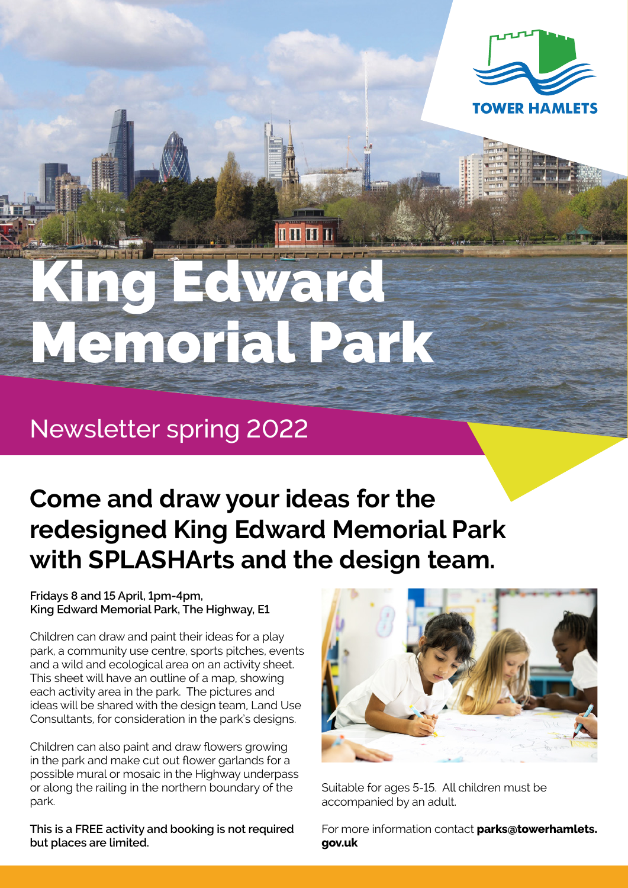TOWER HAMLETS

# King Edward Memorial Park

## Newsletter spring 2022

## Come and draw your ideas for the redesigned King Edward Memorial Park with SPLASHArts and the design team.

**Fridays 8 and 15 April, 1pm-4pm,**
**King Edward Memorial Park, The Highway, E1**

Children can draw and paint their ideas for a play park, a community use centre, sports pitches, events and a wild and ecological area on an activity sheet. This sheet will have an outline of a map, showing each activity area in the park. The pictures and ideas will be shared with the design team, Land Use Consultants, for consideration in the park's designs.

Children can also paint and draw flowers growing in the park and make cut out flower garlands for a possible mural or mosaic in the Highway underpass or along the railing in the northern boundary of the park.

**This is a FREE activity and booking is not required but places are limited.**

Suitable for ages 5-15. All children must be accompanied by an adult.

For more information contact **parks@towerhamlets.gov.uk**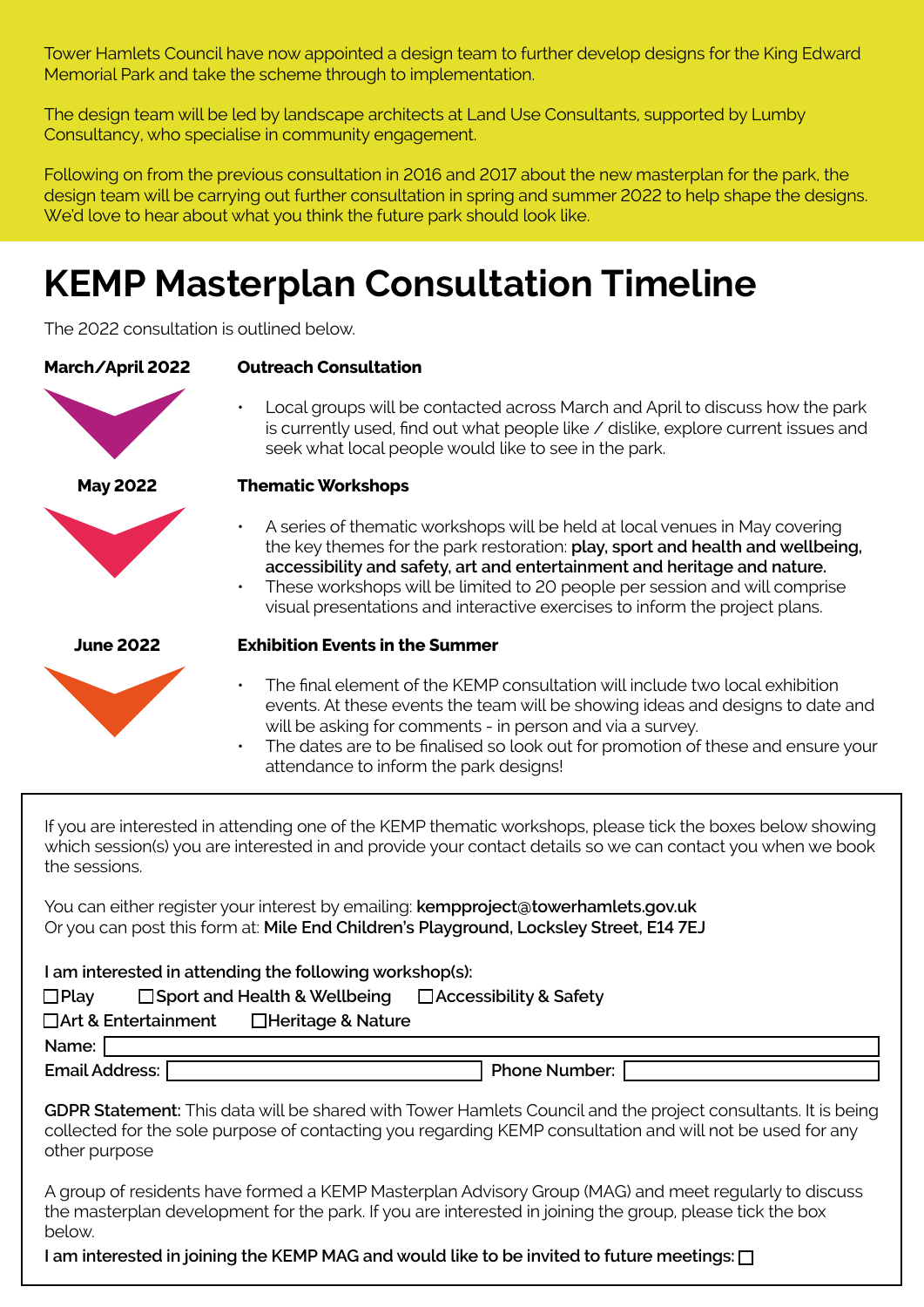Tower Hamlets Council have now appointed a design team to further develop designs for the King Edward Memorial Park and take the scheme through to implementation.

The design team will be led by landscape architects at Land Use Consultants, supported by Lumby Consultancy, who specialise in community engagement.

Following on from the previous consultation in 2016 and 2017 about the new masterplan for the park, the design team will be carrying out further consultation in spring and summer 2022 to help shape the designs. We'd love to hear about what you think the future park should look like.

# KEMP Masterplan Consultation Timeline

The 2022 consultation is outlined below.

**March/April 2022**

**Outreach Consultation**

- Local groups will be contacted across March and April to discuss how the park is currently used, find out what people like / dislike, explore current issues and seek what local people would like to see in the park.

**May 2022**

**Thematic Workshops**

- A series of thematic workshops will be held at local venues in May covering the key themes for the park restoration: **play, sport and health and wellbeing, accessibility and safety, art and entertainment and heritage and nature.**
- These workshops will be limited to 20 people per session and will comprise visual presentations and interactive exercises to inform the project plans.

**June 2022**

**Exhibition Events in the Summer**

- The final element of the KEMP consultation will include two local exhibition events. At these events the team will be showing ideas and designs to date and will be asking for comments - in person and via a survey.
- The dates are to be finalised so look out for promotion of these and ensure your attendance to inform the park designs!

If you are interested in attending one of the KEMP thematic workshops, please tick the boxes below showing which session(s) you are interested in and provide your contact details so we can contact you when we book the sessions.

You can either register your interest by emailing: **kempproject@towerhamlets.gov.uk**
Or you can post this form at: **Mile End Children's Playground, Locksley Street, E14 7EJ**

**I am interested in attending the following workshop(s):**

☐ Play ☐ Sport and Health & Wellbeing ☐ Accessibility & Safety

☐ Art & Entertainment ☐ Heritage & Nature

Name:

Email Address: Phone Number:

**GDPR Statement:** This data will be shared with Tower Hamlets Council and the project consultants. It is being collected for the sole purpose of contacting you regarding KEMP consultation and will not be used for any other purpose

A group of residents have formed a KEMP Masterplan Advisory Group (MAG) and meet regularly to discuss the masterplan development for the park. If you are interested in joining the group, please tick the box below.

**I am interested in joining the KEMP MAG and would like to be invited to future meetings:** ☐